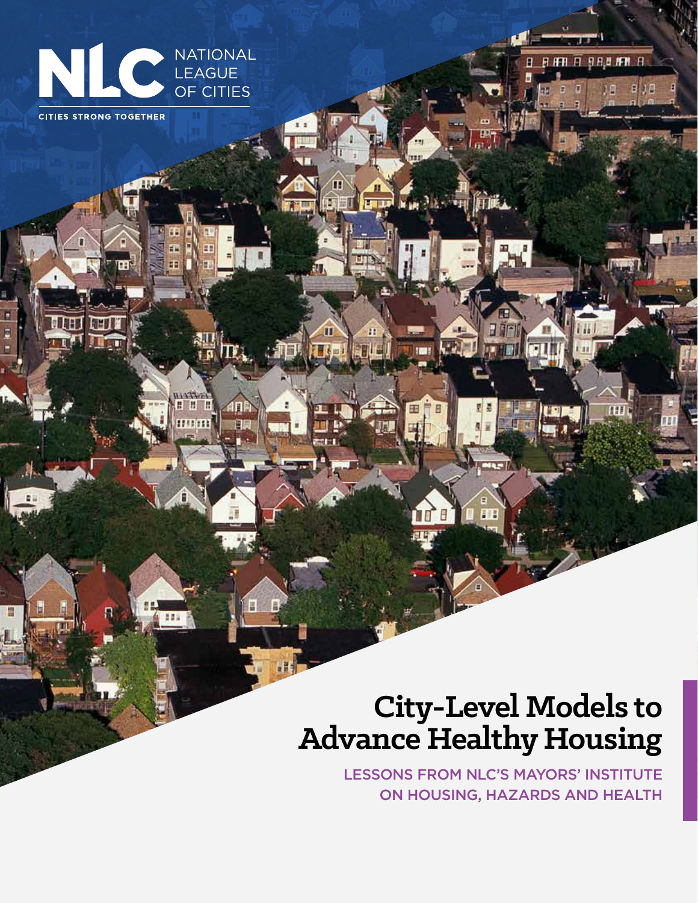NATIONAL LEAGUE OF CITIES

CITIES STRONG TOGETHER

# City-Level Models to Advance Healthy Housing

LESSONS FROM NLC'S MAYORS' INSTITUTE ON HOUSING, HAZARDS AND HEALTH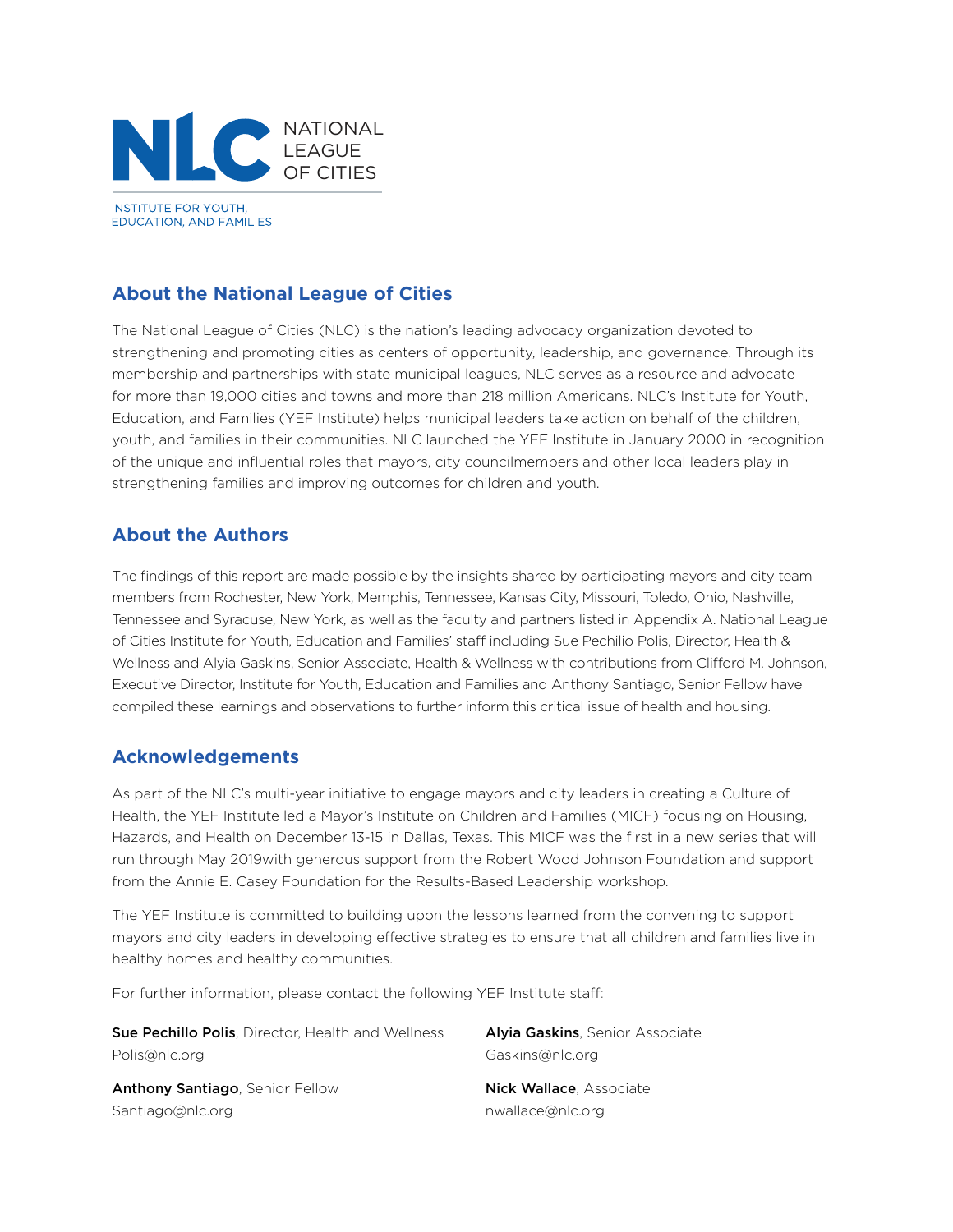NATIONAL LEAGUE OF CITIES

INSTITUTE FOR YOUTH, EDUCATION, AND FAMILIES

## About the National League of Cities

The National League of Cities (NLC) is the nation's leading advocacy organization devoted to strengthening and promoting cities as centers of opportunity, leadership, and governance. Through its membership and partnerships with state municipal leagues, NLC serves as a resource and advocate for more than 19,000 cities and towns and more than 218 million Americans. NLC's Institute for Youth, Education, and Families (YEF Institute) helps municipal leaders take action on behalf of the children, youth, and families in their communities. NLC launched the YEF Institute in January 2000 in recognition of the unique and influential roles that mayors, city councilmembers and other local leaders play in strengthening families and improving outcomes for children and youth.

## About the Authors

The findings of this report are made possible by the insights shared by participating mayors and city team members from Rochester, New York, Memphis, Tennessee, Kansas City, Missouri, Toledo, Ohio, Nashville, Tennessee and Syracuse, New York, as well as the faculty and partners listed in Appendix A. National League of Cities Institute for Youth, Education and Families' staff including Sue Pechilio Polis, Director, Health & Wellness and Alyia Gaskins, Senior Associate, Health & Wellness with contributions from Clifford M. Johnson, Executive Director, Institute for Youth, Education and Families and Anthony Santiago, Senior Fellow have compiled these learnings and observations to further inform this critical issue of health and housing.

## Acknowledgements

As part of the NLC's multi-year initiative to engage mayors and city leaders in creating a Culture of Health, the YEF Institute led a Mayor's Institute on Children and Families (MICF) focusing on Housing, Hazards, and Health on December 13-15 in Dallas, Texas. This MICF was the first in a new series that will run through May 2019with generous support from the Robert Wood Johnson Foundation and support from the Annie E. Casey Foundation for the Results-Based Leadership workshop.

The YEF Institute is committed to building upon the lessons learned from the convening to support mayors and city leaders in developing effective strategies to ensure that all children and families live in healthy homes and healthy communities.

For further information, please contact the following YEF Institute staff:

**Sue Pechillo Polis**, Director, Health and Wellness
Polis@nlc.org

**Alyia Gaskins**, Senior Associate
Gaskins@nlc.org

**Anthony Santiago**, Senior Fellow
Santiago@nlc.org

**Nick Wallace**, Associate
nwallace@nlc.org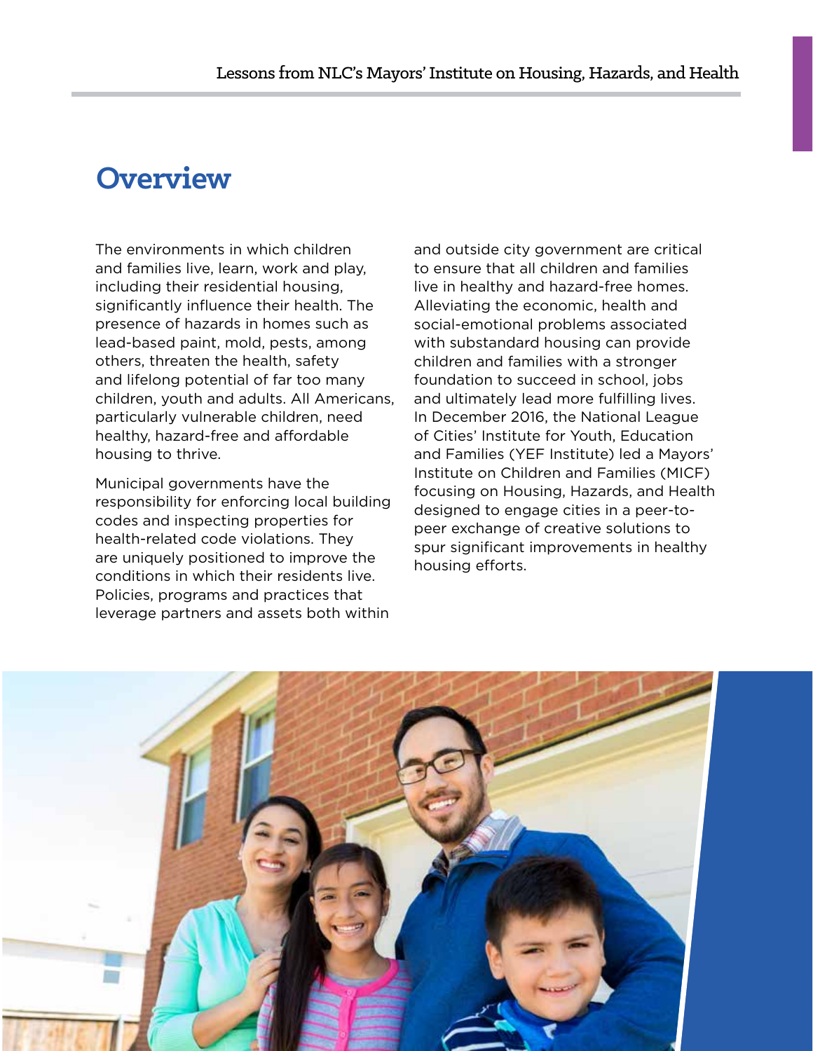# Overview

The environments in which children and families live, learn, work and play, including their residential housing, significantly influence their health. The presence of hazards in homes such as lead-based paint, mold, pests, among others, threaten the health, safety and lifelong potential of far too many children, youth and adults. All Americans, particularly vulnerable children, need healthy, hazard-free and affordable housing to thrive.

Municipal governments have the responsibility for enforcing local building codes and inspecting properties for health-related code violations. They are uniquely positioned to improve the conditions in which their residents live. Policies, programs and practices that leverage partners and assets both within and outside city government are critical to ensure that all children and families live in healthy and hazard-free homes. Alleviating the economic, health and social-emotional problems associated with substandard housing can provide children and families with a stronger foundation to succeed in school, jobs and ultimately lead more fulfilling lives. In December 2016, the National League of Cities' Institute for Youth, Education and Families (YEF Institute) led a Mayors' Institute on Children and Families (MICF) focusing on Housing, Hazards, and Health designed to engage cities in a peer-to-peer exchange of creative solutions to spur significant improvements in healthy housing efforts.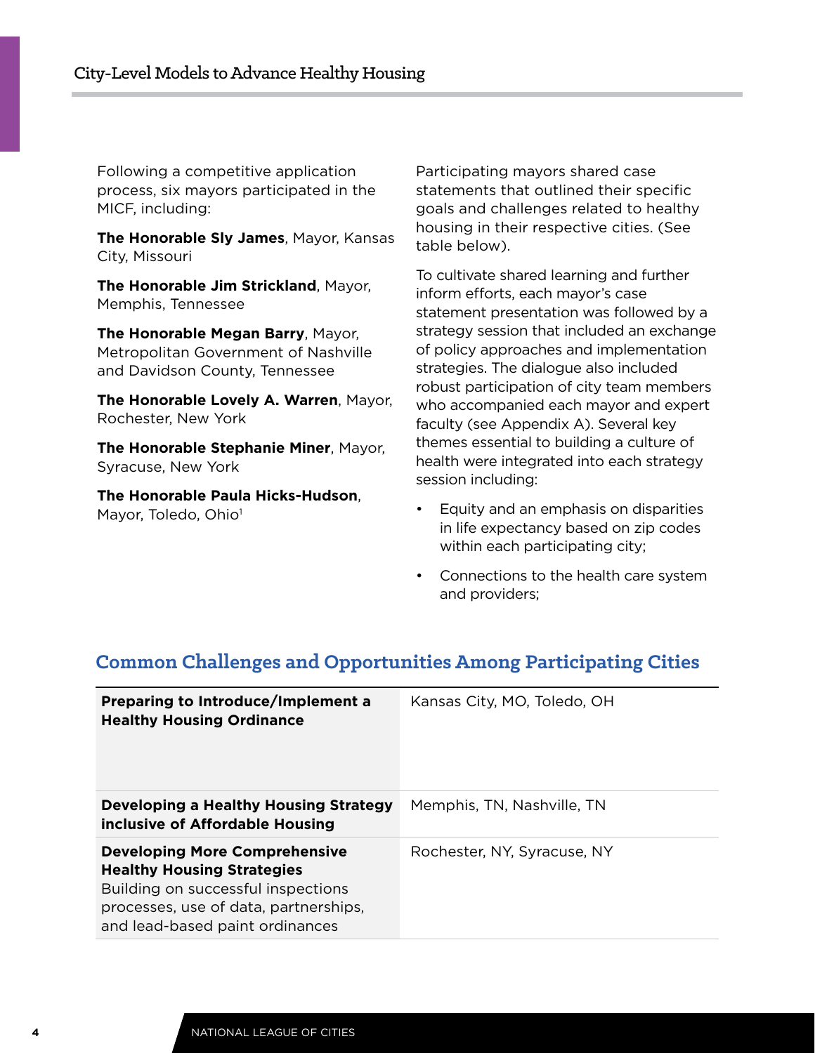Following a competitive application process, six mayors participated in the MICF, including:

**The Honorable Sly James**, Mayor, Kansas City, Missouri

**The Honorable Jim Strickland**, Mayor, Memphis, Tennessee

**The Honorable Megan Barry**, Mayor, Metropolitan Government of Nashville and Davidson County, Tennessee

**The Honorable Lovely A. Warren**, Mayor, Rochester, New York

**The Honorable Stephanie Miner**, Mayor, Syracuse, New York

**The Honorable Paula Hicks-Hudson**, Mayor, Toledo, Ohio[1]

Participating mayors shared case statements that outlined their specific goals and challenges related to healthy housing in their respective cities. (See table below).

To cultivate shared learning and further inform efforts, each mayor's case statement presentation was followed by a strategy session that included an exchange of policy approaches and implementation strategies. The dialogue also included robust participation of city team members who accompanied each mayor and expert faculty (see Appendix A). Several key themes essential to building a culture of health were integrated into each strategy session including:

- Equity and an emphasis on disparities in life expectancy based on zip codes within each participating city;
- Connections to the health care system and providers;

## Common Challenges and Opportunities Among Participating Cities

| | |
|---|---|
| **Preparing to Introduce/Implement a Healthy Housing Ordinance** | Kansas City, MO, Toledo, OH |
| **Developing a Healthy Housing Strategy inclusive of Affordable Housing** | Memphis, TN, Nashville, TN |
| **Developing More Comprehensive Healthy Housing Strategies** Building on successful inspections processes, use of data, partnerships, and lead-based paint ordinances | Rochester, NY, Syracuse, NY |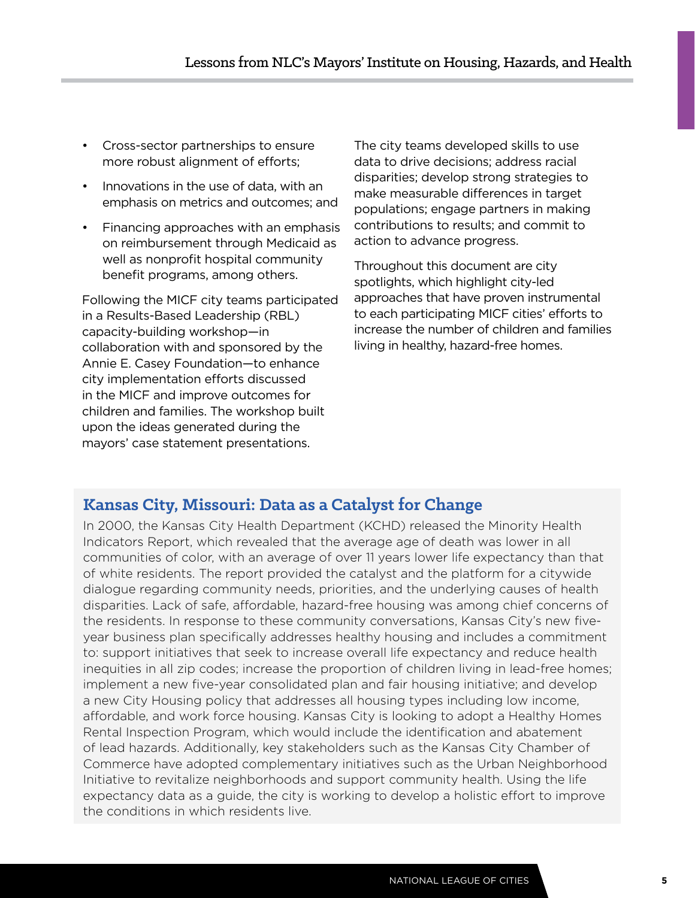- Cross-sector partnerships to ensure more robust alignment of efforts;
- Innovations in the use of data, with an emphasis on metrics and outcomes; and
- Financing approaches with an emphasis on reimbursement through Medicaid as well as nonprofit hospital community benefit programs, among others.

Following the MICF city teams participated in a Results-Based Leadership (RBL) capacity-building workshop—in collaboration with and sponsored by the Annie E. Casey Foundation—to enhance city implementation efforts discussed in the MICF and improve outcomes for children and families. The workshop built upon the ideas generated during the mayors' case statement presentations.

The city teams developed skills to use data to drive decisions; address racial disparities; develop strong strategies to make measurable differences in target populations; engage partners in making contributions to results; and commit to action to advance progress.

Throughout this document are city spotlights, which highlight city-led approaches that have proven instrumental to each participating MICF cities' efforts to increase the number of children and families living in healthy, hazard-free homes.

## Kansas City, Missouri: Data as a Catalyst for Change

In 2000, the Kansas City Health Department (KCHD) released the Minority Health Indicators Report, which revealed that the average age of death was lower in all communities of color, with an average of over 11 years lower life expectancy than that of white residents. The report provided the catalyst and the platform for a citywide dialogue regarding community needs, priorities, and the underlying causes of health disparities. Lack of safe, affordable, hazard-free housing was among chief concerns of the residents. In response to these community conversations, Kansas City's new five-year business plan specifically addresses healthy housing and includes a commitment to: support initiatives that seek to increase overall life expectancy and reduce health inequities in all zip codes; increase the proportion of children living in lead-free homes; implement a new five-year consolidated plan and fair housing initiative; and develop a new City Housing policy that addresses all housing types including low income, affordable, and work force housing. Kansas City is looking to adopt a Healthy Homes Rental Inspection Program, which would include the identification and abatement of lead hazards. Additionally, key stakeholders such as the Kansas City Chamber of Commerce have adopted complementary initiatives such as the Urban Neighborhood Initiative to revitalize neighborhoods and support community health. Using the life expectancy data as a guide, the city is working to develop a holistic effort to improve the conditions in which residents live.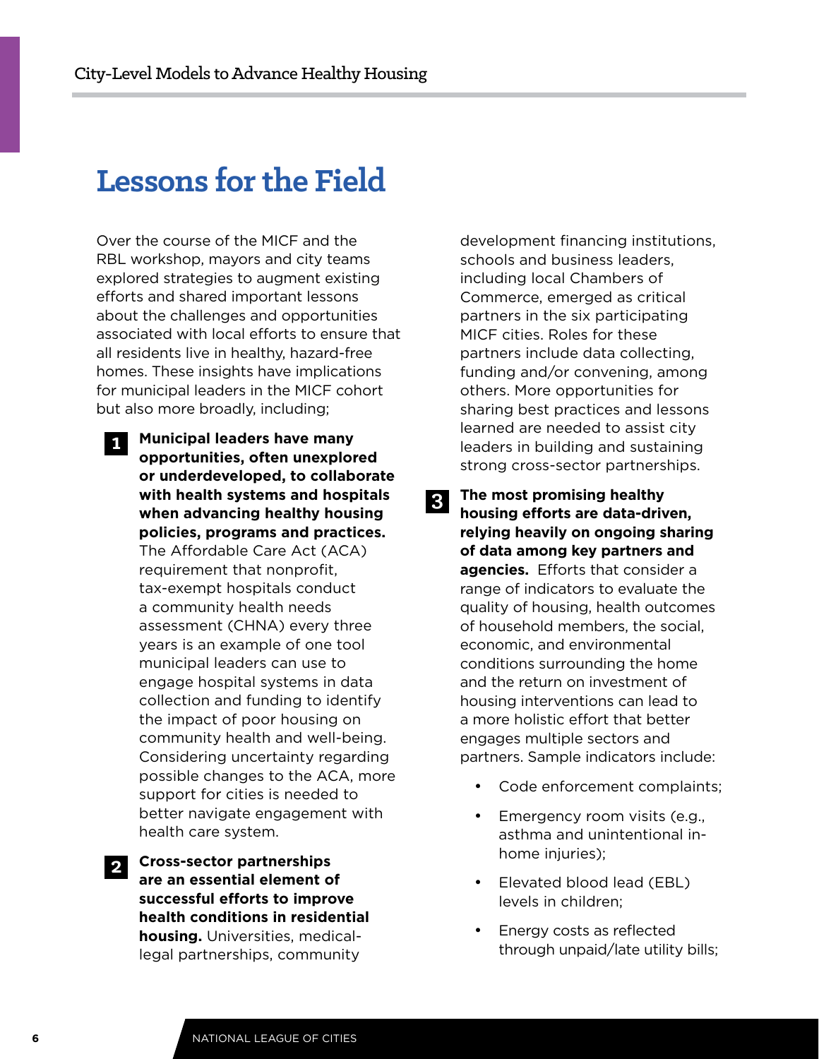# Lessons for the Field

Over the course of the MICF and the RBL workshop, mayors and city teams explored strategies to augment existing efforts and shared important lessons about the challenges and opportunities associated with local efforts to ensure that all residents live in healthy, hazard-free homes. These insights have implications for municipal leaders in the MICF cohort but also more broadly, including;

1. **Municipal leaders have many opportunities, often unexplored or underdeveloped, to collaborate with health systems and hospitals when advancing healthy housing policies, programs and practices.** The Affordable Care Act (ACA) requirement that nonprofit, tax-exempt hospitals conduct a community health needs assessment (CHNA) every three years is an example of one tool municipal leaders can use to engage hospital systems in data collection and funding to identify the impact of poor housing on community health and well-being. Considering uncertainty regarding possible changes to the ACA, more support for cities is needed to better navigate engagement with health care system.

2. **Cross-sector partnerships are an essential element of successful efforts to improve health conditions in residential housing.** Universities, medical-legal partnerships, community development financing institutions, schools and business leaders, including local Chambers of Commerce, emerged as critical partners in the six participating MICF cities. Roles for these partners include data collecting, funding and/or convening, among others. More opportunities for sharing best practices and lessons learned are needed to assist city leaders in building and sustaining strong cross-sector partnerships.

3. **The most promising healthy housing efforts are data-driven, relying heavily on ongoing sharing of data among key partners and agencies.** Efforts that consider a range of indicators to evaluate the quality of housing, health outcomes of household members, the social, economic, and environmental conditions surrounding the home and the return on investment of housing interventions can lead to a more holistic effort that better engages multiple sectors and partners. Sample indicators include:

   - Code enforcement complaints;
   - Emergency room visits (e.g., asthma and unintentional in-home injuries);
   - Elevated blood lead (EBL) levels in children;
   - Energy costs as reflected through unpaid/late utility bills;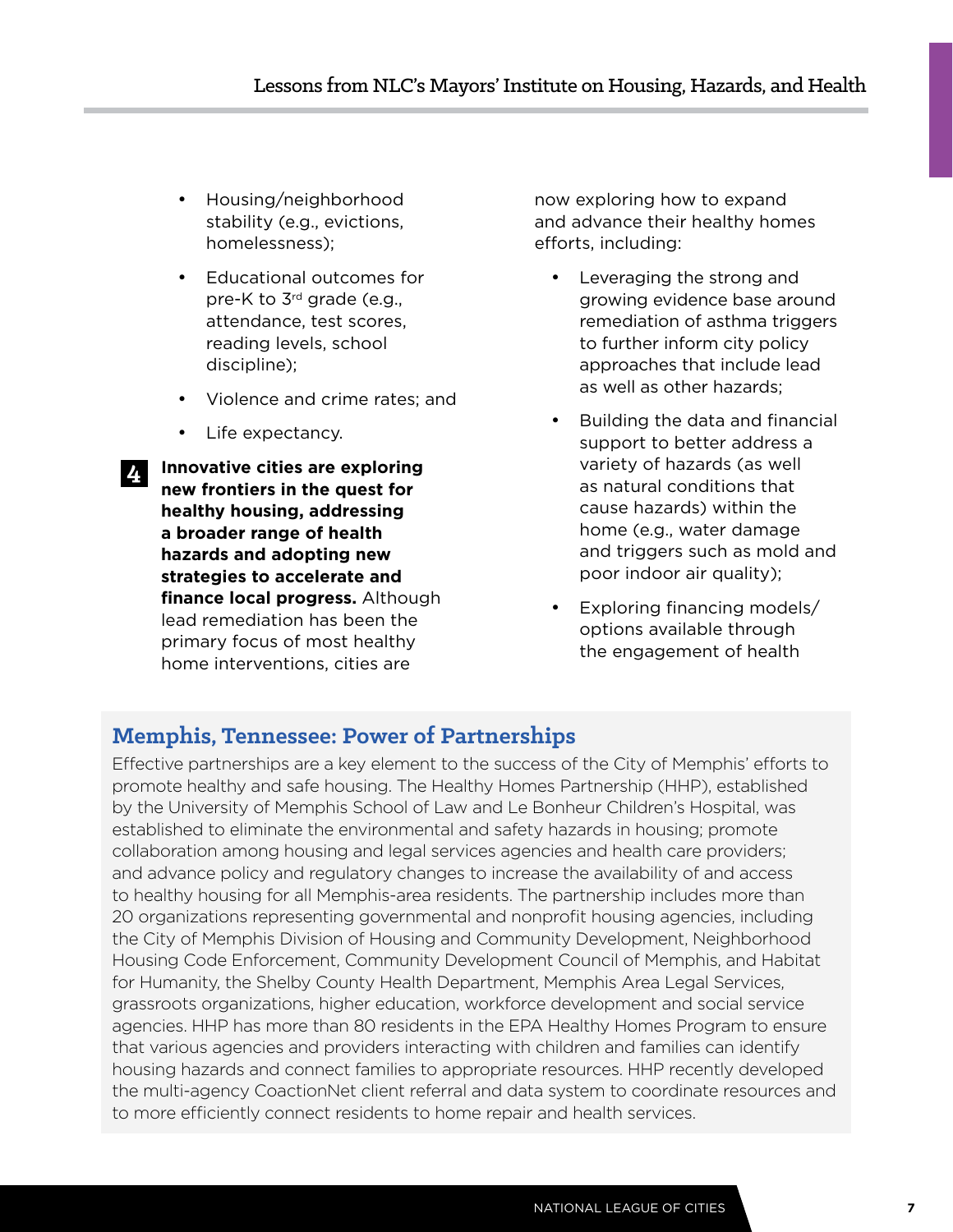- Housing/neighborhood stability (e.g., evictions, homelessness);
- Educational outcomes for pre-K to 3rd grade (e.g., attendance, test scores, reading levels, school discipline);
- Violence and crime rates; and
- Life expectancy.

**4** **Innovative cities are exploring new frontiers in the quest for healthy housing, addressing a broader range of health hazards and adopting new strategies to accelerate and finance local progress.** Although lead remediation has been the primary focus of most healthy home interventions, cities are now exploring how to expand and advance their healthy homes efforts, including:

- Leveraging the strong and growing evidence base around remediation of asthma triggers to further inform city policy approaches that include lead as well as other hazards;
- Building the data and financial support to better address a variety of hazards (as well as natural conditions that cause hazards) within the home (e.g., water damage and triggers such as mold and poor indoor air quality);
- Exploring financing models/options available through the engagement of health

## Memphis, Tennessee: Power of Partnerships

Effective partnerships are a key element to the success of the City of Memphis' efforts to promote healthy and safe housing. The Healthy Homes Partnership (HHP), established by the University of Memphis School of Law and Le Bonheur Children's Hospital, was established to eliminate the environmental and safety hazards in housing; promote collaboration among housing and legal services agencies and health care providers; and advance policy and regulatory changes to increase the availability of and access to healthy housing for all Memphis-area residents. The partnership includes more than 20 organizations representing governmental and nonprofit housing agencies, including the City of Memphis Division of Housing and Community Development, Neighborhood Housing Code Enforcement, Community Development Council of Memphis, and Habitat for Humanity, the Shelby County Health Department, Memphis Area Legal Services, grassroots organizations, higher education, workforce development and social service agencies. HHP has more than 80 residents in the EPA Healthy Homes Program to ensure that various agencies and providers interacting with children and families can identify housing hazards and connect families to appropriate resources. HHP recently developed the multi-agency CoactionNet client referral and data system to coordinate resources and to more efficiently connect residents to home repair and health services.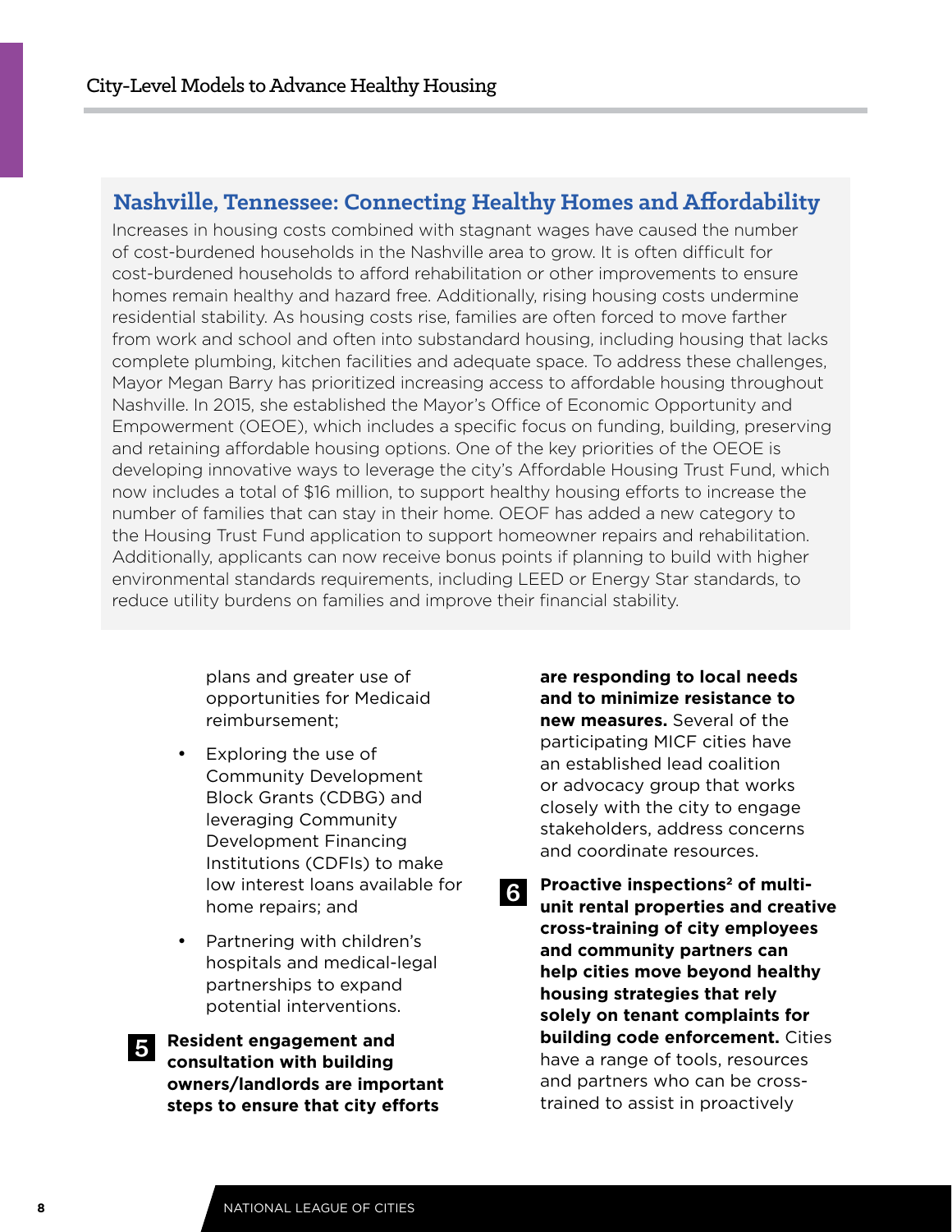## Nashville, Tennessee: Connecting Healthy Homes and Affordability

Increases in housing costs combined with stagnant wages have caused the number of cost-burdened households in the Nashville area to grow. It is often difficult for cost-burdened households to afford rehabilitation or other improvements to ensure homes remain healthy and hazard free. Additionally, rising housing costs undermine residential stability. As housing costs rise, families are often forced to move farther from work and school and often into substandard housing, including housing that lacks complete plumbing, kitchen facilities and adequate space. To address these challenges, Mayor Megan Barry has prioritized increasing access to affordable housing throughout Nashville. In 2015, she established the Mayor's Office of Economic Opportunity and Empowerment (OEOE), which includes a specific focus on funding, building, preserving and retaining affordable housing options. One of the key priorities of the OEOE is developing innovative ways to leverage the city's Affordable Housing Trust Fund, which now includes a total of $16 million, to support healthy housing efforts to increase the number of families that can stay in their home. OEOF has added a new category to the Housing Trust Fund application to support homeowner repairs and rehabilitation. Additionally, applicants can now receive bonus points if planning to build with higher environmental standards requirements, including LEED or Energy Star standards, to reduce utility burdens on families and improve their financial stability.

plans and greater use of opportunities for Medicaid reimbursement;

- Exploring the use of Community Development Block Grants (CDBG) and leveraging Community Development Financing Institutions (CDFIs) to make low interest loans available for home repairs; and
- Partnering with children's hospitals and medical-legal partnerships to expand potential interventions.

**5** **Resident engagement and consultation with building owners/landlords are important steps to ensure that city efforts are responding to local needs and to minimize resistance to new measures.** Several of the participating MICF cities have an established lead coalition or advocacy group that works closely with the city to engage stakeholders, address concerns and coordinate resources.

**6** **Proactive inspections[2] of multi-unit rental properties and creative cross-training of city employees and community partners can help cities move beyond healthy housing strategies that rely solely on tenant complaints for building code enforcement.** Cities have a range of tools, resources and partners who can be cross-trained to assist in proactively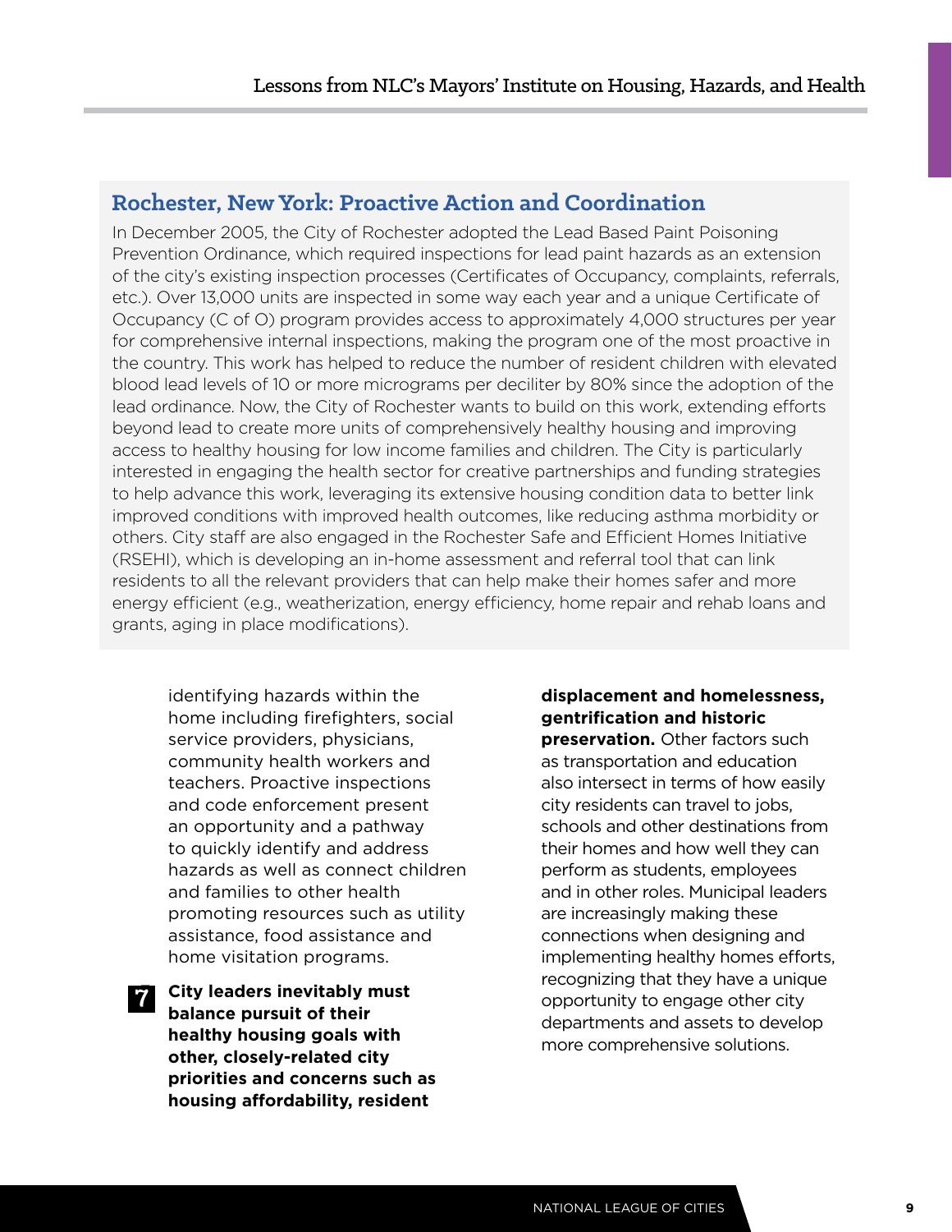## Rochester, New York: Proactive Action and Coordination

In December 2005, the City of Rochester adopted the Lead Based Paint Poisoning Prevention Ordinance, which required inspections for lead paint hazards as an extension of the city's existing inspection processes (Certificates of Occupancy, complaints, referrals, etc.). Over 13,000 units are inspected in some way each year and a unique Certificate of Occupancy (C of O) program provides access to approximately 4,000 structures per year for comprehensive internal inspections, making the program one of the most proactive in the country. This work has helped to reduce the number of resident children with elevated blood lead levels of 10 or more micrograms per deciliter by 80% since the adoption of the lead ordinance. Now, the City of Rochester wants to build on this work, extending efforts beyond lead to create more units of comprehensively healthy housing and improving access to healthy housing for low income families and children. The City is particularly interested in engaging the health sector for creative partnerships and funding strategies to help advance this work, leveraging its extensive housing condition data to better link improved conditions with improved health outcomes, like reducing asthma morbidity or others. City staff are also engaged in the Rochester Safe and Efficient Homes Initiative (RSEHI), which is developing an in-home assessment and referral tool that can link residents to all the relevant providers that can help make their homes safer and more energy efficient (e.g., weatherization, energy efficiency, home repair and rehab loans and grants, aging in place modifications).

identifying hazards within the home including firefighters, social service providers, physicians, community health workers and teachers. Proactive inspections and code enforcement present an opportunity and a pathway to quickly identify and address hazards as well as connect children and families to other health promoting resources such as utility assistance, food assistance and home visitation programs.

7. **City leaders inevitably must balance pursuit of their healthy housing goals with other, closely-related city priorities and concerns such as housing affordability, resident displacement and homelessness, gentrification and historic preservation.** Other factors such as transportation and education also intersect in terms of how easily city residents can travel to jobs, schools and other destinations from their homes and how well they can perform as students, employees and in other roles. Municipal leaders are increasingly making these connections when designing and implementing healthy homes efforts, recognizing that they have a unique opportunity to engage other city departments and assets to develop more comprehensive solutions.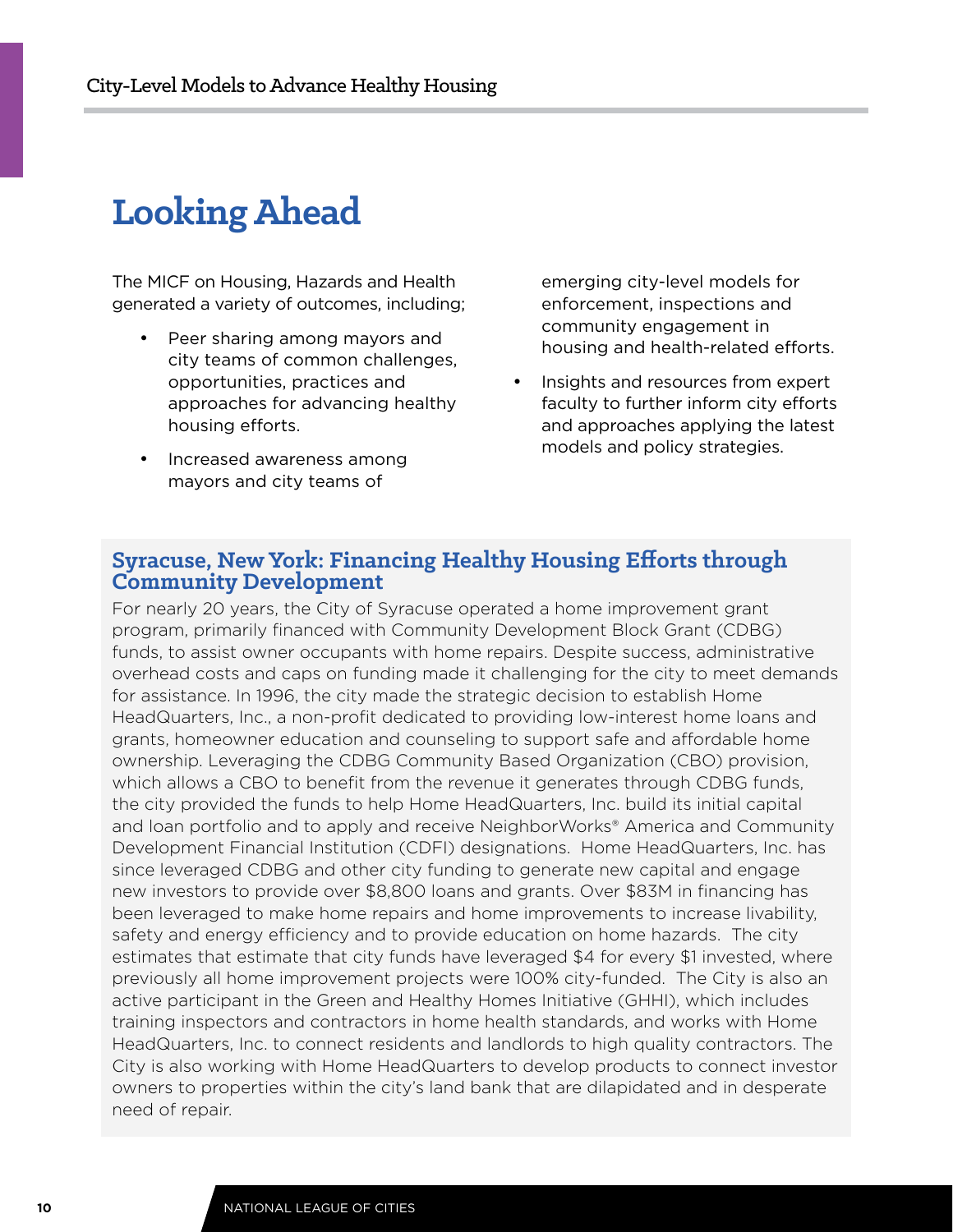# Looking Ahead

The MICF on Housing, Hazards and Health generated a variety of outcomes, including;

- Peer sharing among mayors and city teams of common challenges, opportunities, practices and approaches for advancing healthy housing efforts.
- Increased awareness among mayors and city teams of emerging city-level models for enforcement, inspections and community engagement in housing and health-related efforts.
- Insights and resources from expert faculty to further inform city efforts and approaches applying the latest models and policy strategies.

### Syracuse, New York: Financing Healthy Housing Efforts through Community Development

For nearly 20 years, the City of Syracuse operated a home improvement grant program, primarily financed with Community Development Block Grant (CDBG) funds, to assist owner occupants with home repairs. Despite success, administrative overhead costs and caps on funding made it challenging for the city to meet demands for assistance. In 1996, the city made the strategic decision to establish Home HeadQuarters, Inc., a non-profit dedicated to providing low-interest home loans and grants, homeowner education and counseling to support safe and affordable home ownership. Leveraging the CDBG Community Based Organization (CBO) provision, which allows a CBO to benefit from the revenue it generates through CDBG funds, the city provided the funds to help Home HeadQuarters, Inc. build its initial capital and loan portfolio and to apply and receive NeighborWorks® America and Community Development Financial Institution (CDFI) designations. Home HeadQuarters, Inc. has since leveraged CDBG and other city funding to generate new capital and engage new investors to provide over $8,800 loans and grants. Over $83M in financing has been leveraged to make home repairs and home improvements to increase livability, safety and energy efficiency and to provide education on home hazards. The city estimates that estimate that city funds have leveraged $4 for every $1 invested, where previously all home improvement projects were 100% city-funded. The City is also an active participant in the Green and Healthy Homes Initiative (GHHI), which includes training inspectors and contractors in home health standards, and works with Home HeadQuarters, Inc. to connect residents and landlords to high quality contractors. The City is also working with Home HeadQuarters to develop products to connect investor owners to properties within the city's land bank that are dilapidated and in desperate need of repair.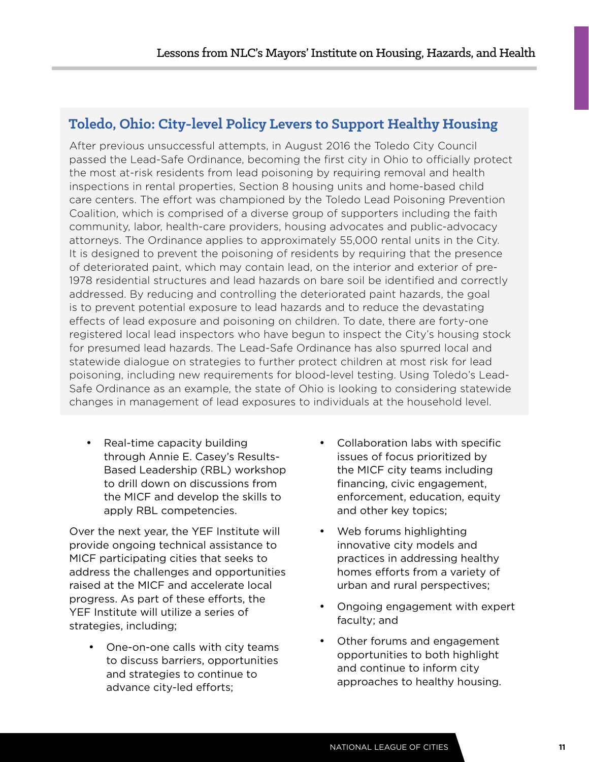## Toledo, Ohio: City-level Policy Levers to Support Healthy Housing

After previous unsuccessful attempts, in August 2016 the Toledo City Council passed the Lead-Safe Ordinance, becoming the first city in Ohio to officially protect the most at-risk residents from lead poisoning by requiring removal and health inspections in rental properties, Section 8 housing units and home-based child care centers. The effort was championed by the Toledo Lead Poisoning Prevention Coalition, which is comprised of a diverse group of supporters including the faith community, labor, health-care providers, housing advocates and public-advocacy attorneys. The Ordinance applies to approximately 55,000 rental units in the City. It is designed to prevent the poisoning of residents by requiring that the presence of deteriorated paint, which may contain lead, on the interior and exterior of pre-1978 residential structures and lead hazards on bare soil be identified and correctly addressed. By reducing and controlling the deteriorated paint hazards, the goal is to prevent potential exposure to lead hazards and to reduce the devastating effects of lead exposure and poisoning on children. To date, there are forty-one registered local lead inspectors who have begun to inspect the City's housing stock for presumed lead hazards. The Lead-Safe Ordinance has also spurred local and statewide dialogue on strategies to further protect children at most risk for lead poisoning, including new requirements for blood-level testing. Using Toledo's Lead-Safe Ordinance as an example, the state of Ohio is looking to considering statewide changes in management of lead exposures to individuals at the household level.

- Real-time capacity building through Annie E. Casey's Results-Based Leadership (RBL) workshop to drill down on discussions from the MICF and develop the skills to apply RBL competencies.

Over the next year, the YEF Institute will provide ongoing technical assistance to MICF participating cities that seeks to address the challenges and opportunities raised at the MICF and accelerate local progress. As part of these efforts, the YEF Institute will utilize a series of strategies, including;

- One-on-one calls with city teams to discuss barriers, opportunities and strategies to continue to advance city-led efforts;
- Collaboration labs with specific issues of focus prioritized by the MICF city teams including financing, civic engagement, enforcement, education, equity and other key topics;
- Web forums highlighting innovative city models and practices in addressing healthy homes efforts from a variety of urban and rural perspectives;
- Ongoing engagement with expert faculty; and
- Other forums and engagement opportunities to both highlight and continue to inform city approaches to healthy housing.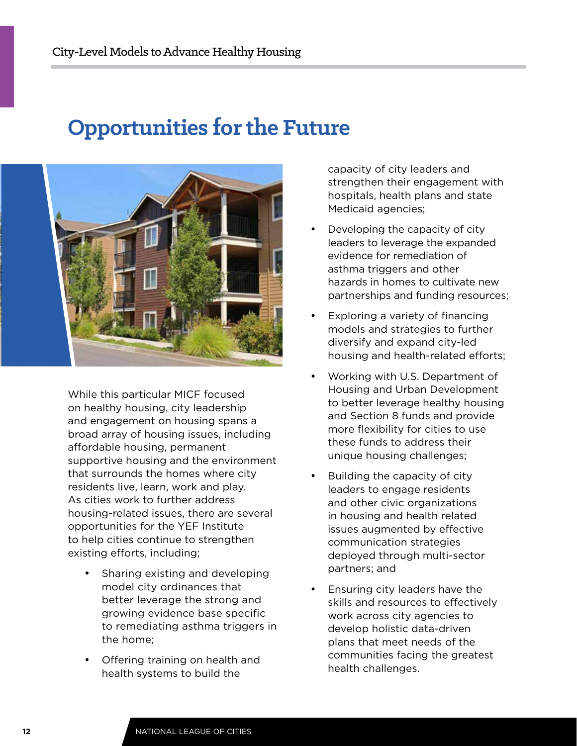# Opportunities for the Future

While this particular MICF focused on healthy housing, city leadership and engagement on housing spans a broad array of housing issues, including affordable housing, permanent supportive housing and the environment that surrounds the homes where city residents live, learn, work and play. As cities work to further address housing-related issues, there are several opportunities for the YEF Institute to help cities continue to strengthen existing efforts, including;

- Sharing existing and developing model city ordinances that better leverage the strong and growing evidence base specific to remediating asthma triggers in the home;
- Offering training on health and health systems to build the capacity of city leaders and strengthen their engagement with hospitals, health plans and state Medicaid agencies;
- Developing the capacity of city leaders to leverage the expanded evidence for remediation of asthma triggers and other hazards in homes to cultivate new partnerships and funding resources;
- Exploring a variety of financing models and strategies to further diversify and expand city-led housing and health-related efforts;
- Working with U.S. Department of Housing and Urban Development to better leverage healthy housing and Section 8 funds and provide more flexibility for cities to use these funds to address their unique housing challenges;
- Building the capacity of city leaders to engage residents and other civic organizations in housing and health related issues augmented by effective communication strategies deployed through multi-sector partners; and
- Ensuring city leaders have the skills and resources to effectively work across city agencies to develop holistic data-driven plans that meet needs of the communities facing the greatest health challenges.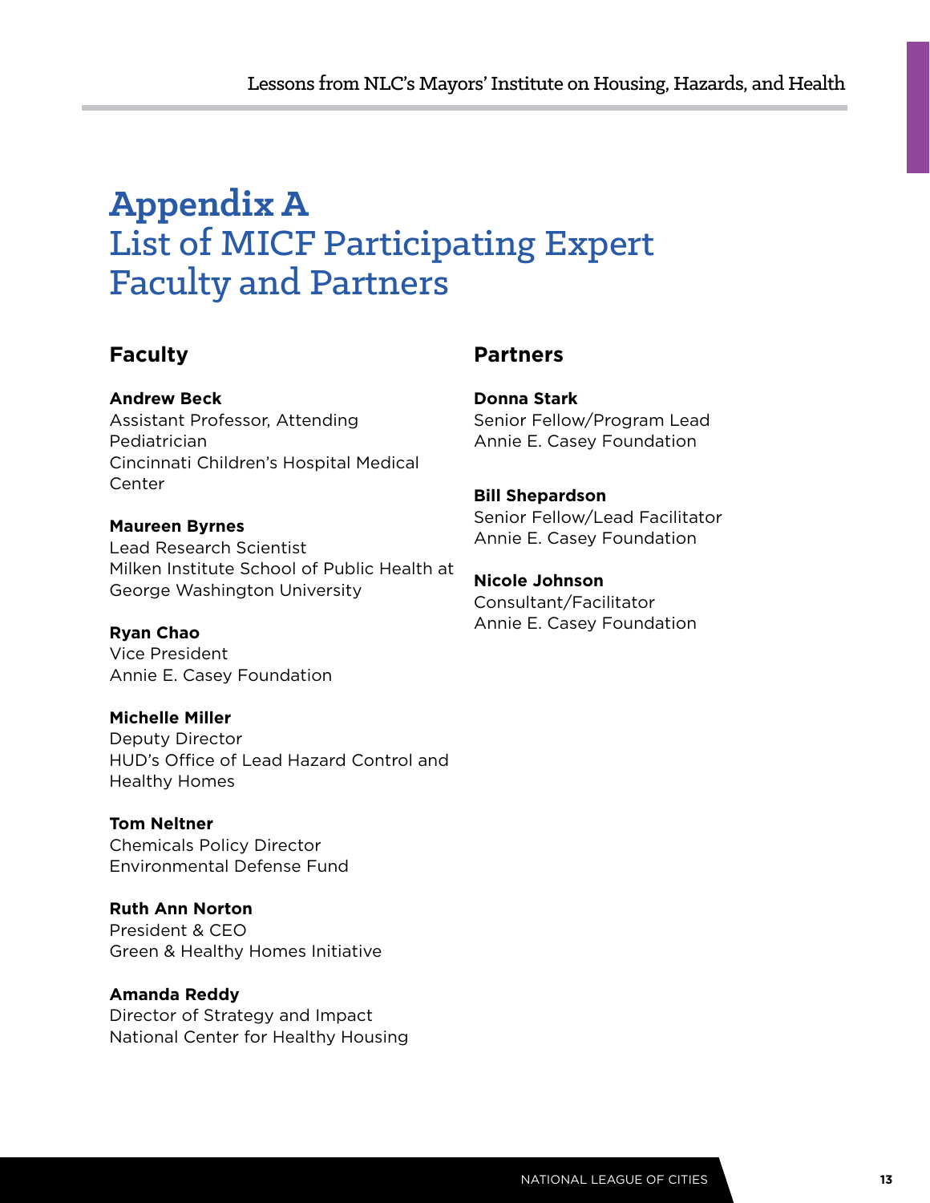# Appendix A
# List of MICF Participating Expert Faculty and Partners

## Faculty

**Andrew Beck**
Assistant Professor, Attending Pediatrician
Cincinnati Children's Hospital Medical Center

**Maureen Byrnes**
Lead Research Scientist
Milken Institute School of Public Health at George Washington University

**Ryan Chao**
Vice President
Annie E. Casey Foundation

**Michelle Miller**
Deputy Director
HUD's Office of Lead Hazard Control and Healthy Homes

**Tom Neltner**
Chemicals Policy Director
Environmental Defense Fund

**Ruth Ann Norton**
President & CEO
Green & Healthy Homes Initiative

**Amanda Reddy**
Director of Strategy and Impact
National Center for Healthy Housing

## Partners

**Donna Stark**
Senior Fellow/Program Lead
Annie E. Casey Foundation

**Bill Shepardson**
Senior Fellow/Lead Facilitator
Annie E. Casey Foundation

**Nicole Johnson**
Consultant/Facilitator
Annie E. Casey Foundation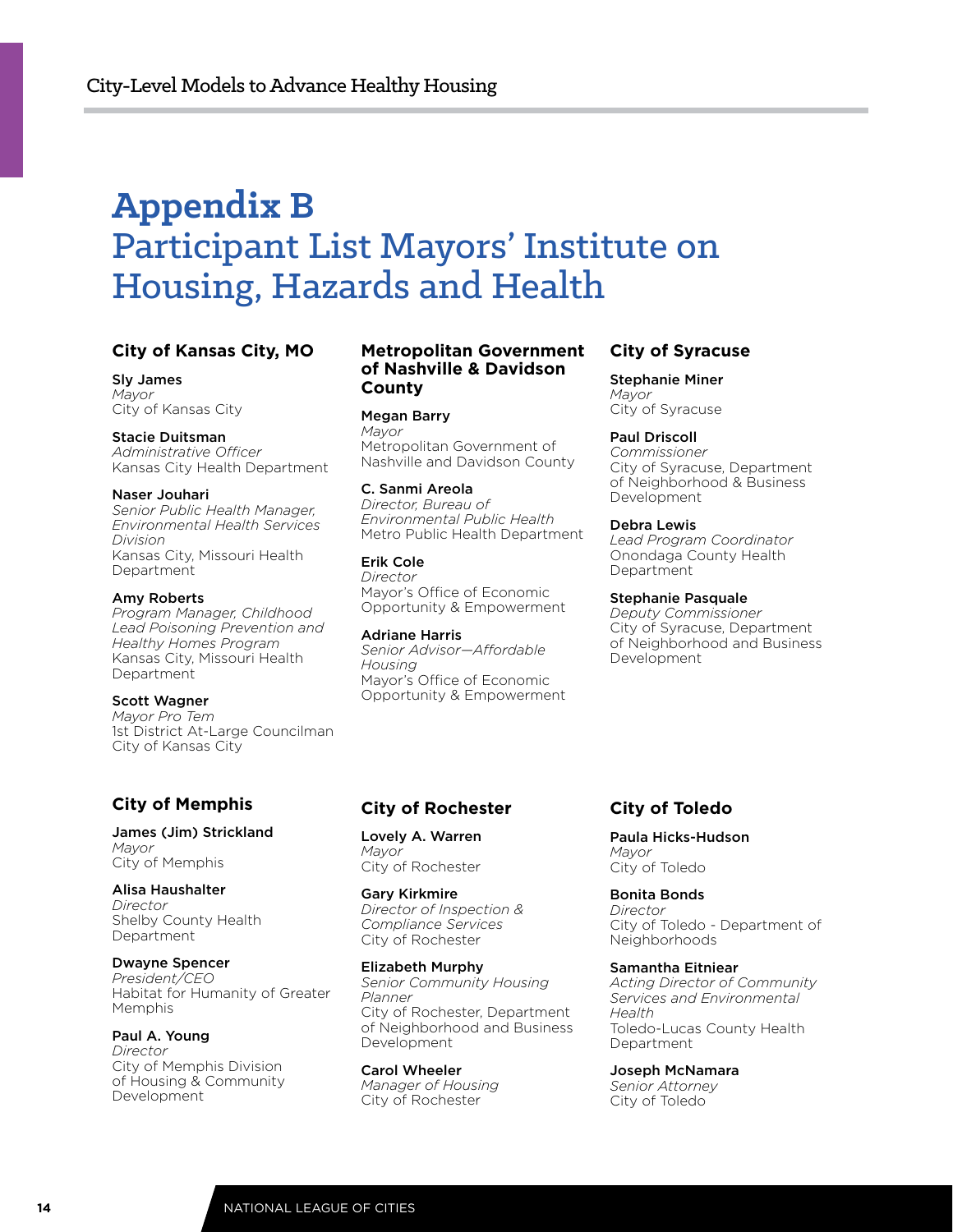# Appendix B
# Participant List Mayors' Institute on Housing, Hazards and Health

### City of Kansas City, MO

**Sly James**
*Mayor*
City of Kansas City

**Stacie Duitsman**
*Administrative Officer*
Kansas City Health Department

**Naser Jouhari**
*Senior Public Health Manager, Environmental Health Services Division*
Kansas City, Missouri Health Department

**Amy Roberts**
*Program Manager, Childhood Lead Poisoning Prevention and Healthy Homes Program*
Kansas City, Missouri Health Department

**Scott Wagner**
*Mayor Pro Tem*
1st District At-Large Councilman
City of Kansas City

### Metropolitan Government of Nashville & Davidson County

**Megan Barry**
*Mayor*
Metropolitan Government of Nashville and Davidson County

**C. Sanmi Areola**
*Director, Bureau of Environmental Public Health*
Metro Public Health Department

**Erik Cole**
*Director*
Mayor's Office of Economic Opportunity & Empowerment

**Adriane Harris**
*Senior Advisor—Affordable Housing*
Mayor's Office of Economic Opportunity & Empowerment

### City of Syracuse

**Stephanie Miner**
*Mayor*
City of Syracuse

**Paul Driscoll**
*Commissioner*
City of Syracuse, Department of Neighborhood & Business Development

**Debra Lewis**
*Lead Program Coordinator*
Onondaga County Health Department

**Stephanie Pasquale**
*Deputy Commissioner*
City of Syracuse, Department of Neighborhood and Business Development

### City of Memphis

**James (Jim) Strickland**
*Mayor*
City of Memphis

**Alisa Haushalter**
*Director*
Shelby County Health Department

**Dwayne Spencer**
*President/CEO*
Habitat for Humanity of Greater Memphis

**Paul A. Young**
*Director*
City of Memphis Division of Housing & Community Development

### City of Rochester

**Lovely A. Warren**
*Mayor*
City of Rochester

**Gary Kirkmire**
*Director of Inspection & Compliance Services*
City of Rochester

**Elizabeth Murphy**
*Senior Community Housing Planner*
City of Rochester, Department of Neighborhood and Business Development

**Carol Wheeler**
*Manager of Housing*
City of Rochester

### City of Toledo

**Paula Hicks-Hudson**
*Mayor*
City of Toledo

**Bonita Bonds**
*Director*
City of Toledo - Department of Neighborhoods

**Samantha Eitniear**
*Acting Director of Community Services and Environmental Health*
Toledo-Lucas County Health Department

**Joseph McNamara**
*Senior Attorney*
City of Toledo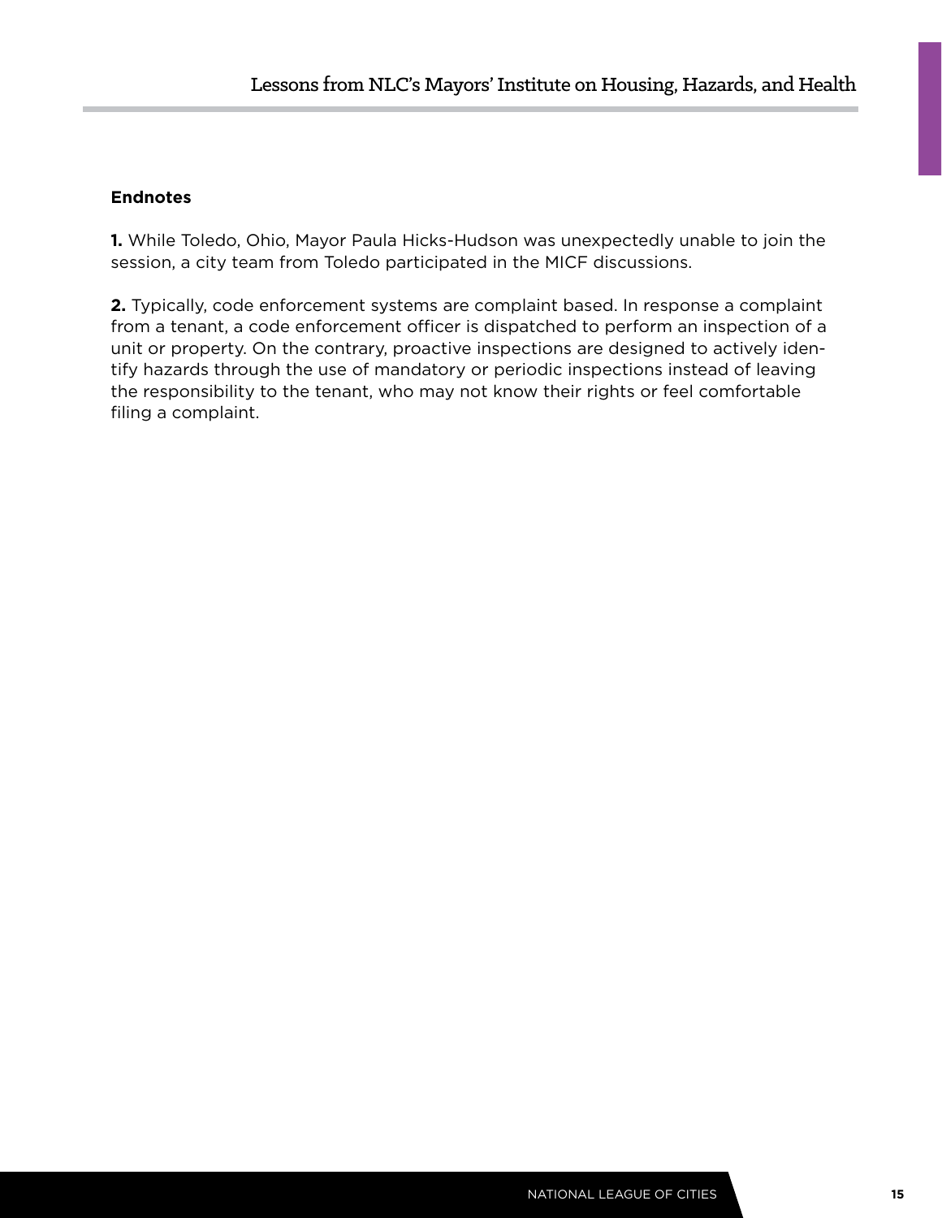### Endnotes

**1.** While Toledo, Ohio, Mayor Paula Hicks-Hudson was unexpectedly unable to join the session, a city team from Toledo participated in the MICF discussions.

**2.** Typically, code enforcement systems are complaint based. In response a complaint from a tenant, a code enforcement officer is dispatched to perform an inspection of a unit or property. On the contrary, proactive inspections are designed to actively identify hazards through the use of mandatory or periodic inspections instead of leaving the responsibility to the tenant, who may not know their rights or feel comfortable filing a complaint.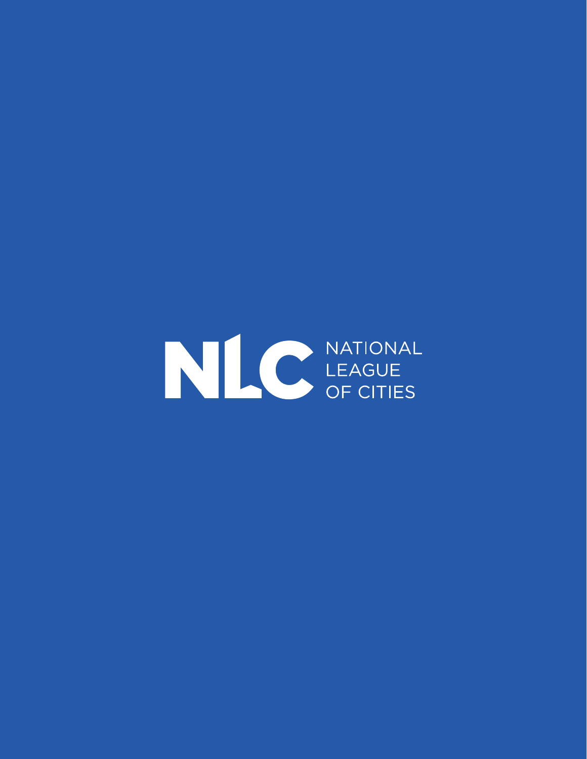NLC NATIONAL LEAGUE OF CITIES